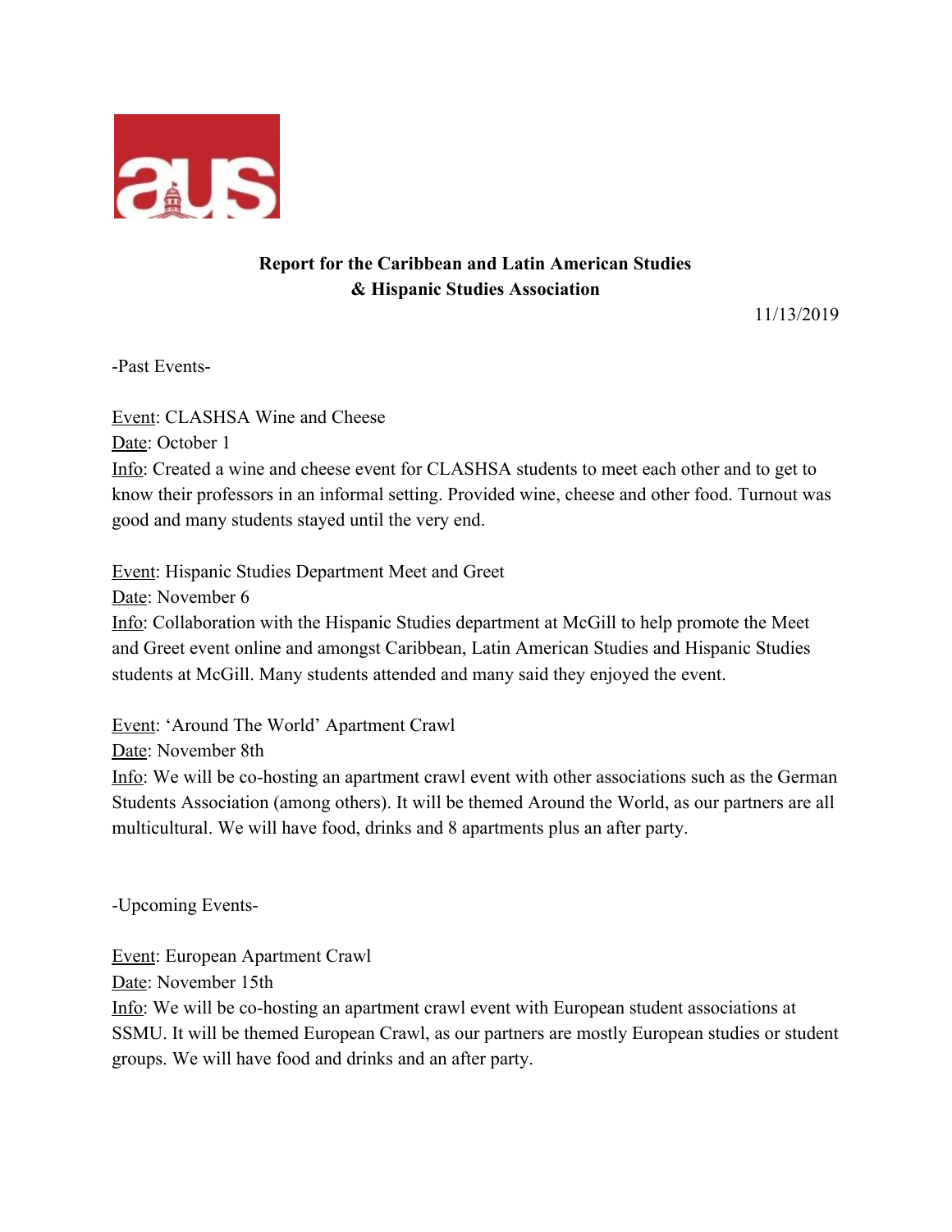**Report for the Caribbean and Latin American Studies & Hispanic Studies Association**

11/13/2019

-Past Events-

Event: CLASHSA Wine and Cheese
Date: October 1
Info: Created a wine and cheese event for CLASHSA students to meet each other and to get to know their professors in an informal setting. Provided wine, cheese and other food. Turnout was good and many students stayed until the very end.

Event: Hispanic Studies Department Meet and Greet
Date: November 6
Info: Collaboration with the Hispanic Studies department at McGill to help promote the Meet and Greet event online and amongst Caribbean, Latin American Studies and Hispanic Studies students at McGill. Many students attended and many said they enjoyed the event.

Event: 'Around The World' Apartment Crawl
Date: November 8th
Info: We will be co-hosting an apartment crawl event with other associations such as the German Students Association (among others). It will be themed Around the World, as our partners are all multicultural. We will have food, drinks and 8 apartments plus an after party.

-Upcoming Events-

Event: European Apartment Crawl
Date: November 15th
Info: We will be co-hosting an apartment crawl event with European student associations at SSMU. It will be themed European Crawl, as our partners are mostly European studies or student groups. We will have food and drinks and an after party.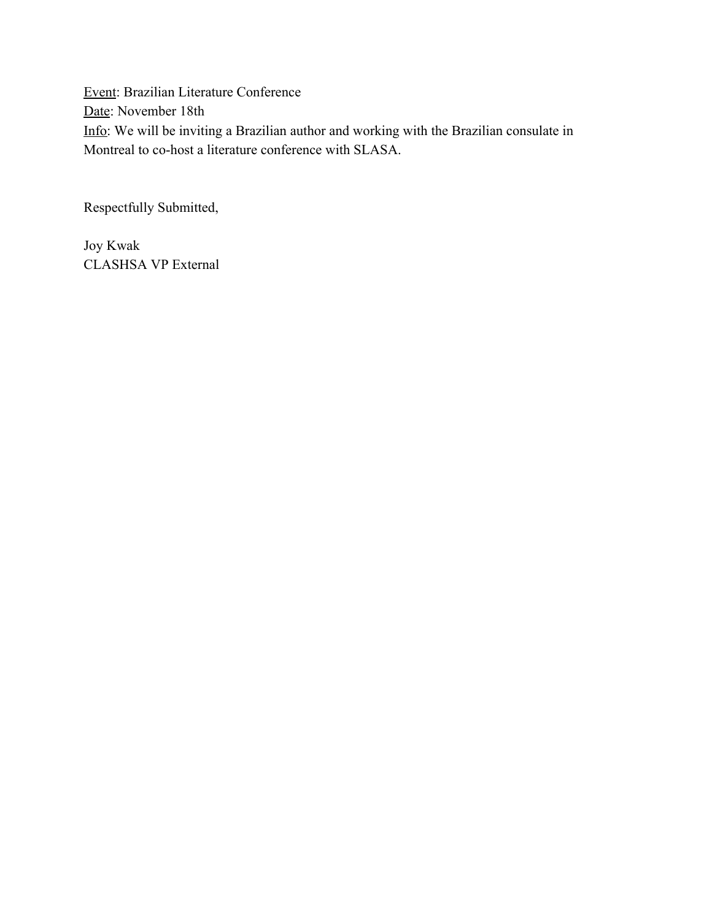<u>Event</u>: Brazilian Literature Conference
<u>Date</u>: November 18th
<u>Info</u>: We will be inviting a Brazilian author and working with the Brazilian consulate in Montreal to co-host a literature conference with SLASA.

Respectfully Submitted,

Joy Kwak
CLASHSA VP External